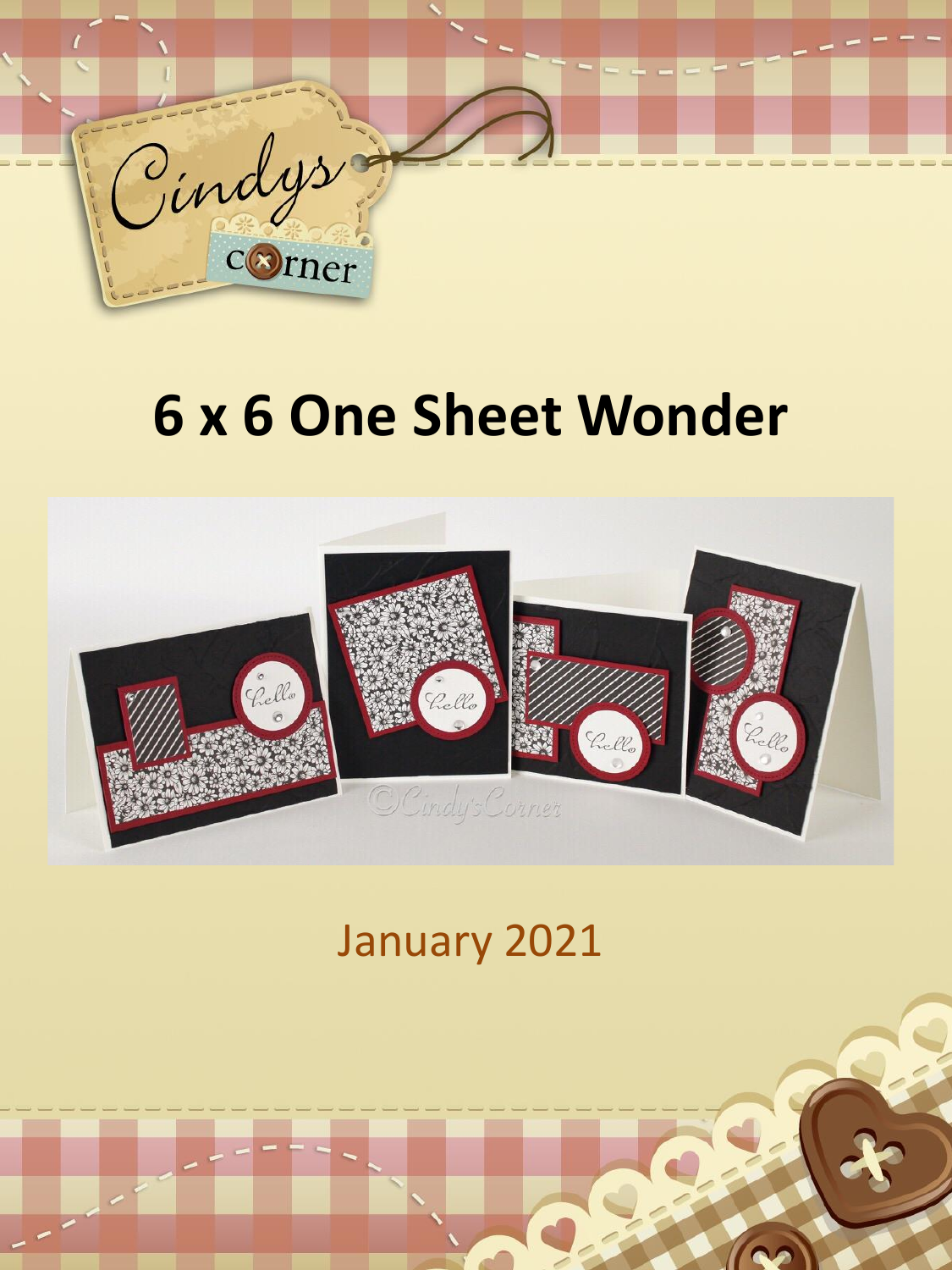# 6 x 6 One Sheet Wonder

January 2021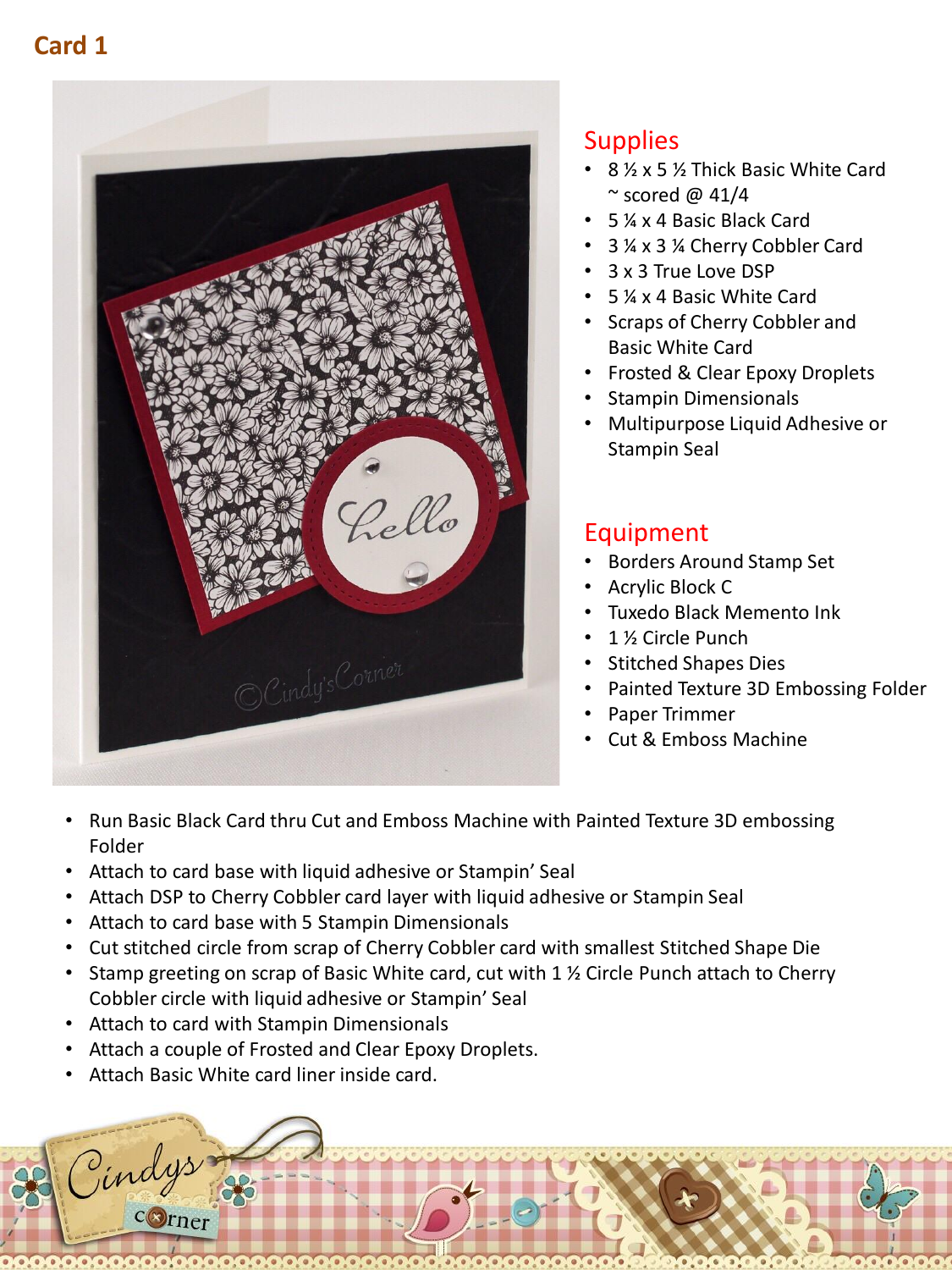## Card 1

### Supplies

- 8 ½ x 5 ½ Thick Basic White Card ~ scored @ 41/4
- 5 ¼ x 4 Basic Black Card
- 3 ¼ x 3 ¼ Cherry Cobbler Card
- 3 x 3 True Love DSP
- 5 ¼ x 4 Basic White Card
- Scraps of Cherry Cobbler and Basic White Card
- Frosted & Clear Epoxy Droplets
- Stampin Dimensionals
- Multipurpose Liquid Adhesive or Stampin Seal

### Equipment

- Borders Around Stamp Set
- Acrylic Block C
- Tuxedo Black Memento Ink
- 1 ½ Circle Punch
- Stitched Shapes Dies
- Painted Texture 3D Embossing Folder
- Paper Trimmer
- Cut & Emboss Machine

- Run Basic Black Card thru Cut and Emboss Machine with Painted Texture 3D embossing Folder
- Attach to card base with liquid adhesive or Stampin' Seal
- Attach DSP to Cherry Cobbler card layer with liquid adhesive or Stampin Seal
- Attach to card base with 5 Stampin Dimensionals
- Cut stitched circle from scrap of Cherry Cobbler card with smallest Stitched Shape Die
- Stamp greeting on scrap of Basic White card, cut with 1 ½ Circle Punch attach to Cherry Cobbler circle with liquid adhesive or Stampin' Seal
- Attach to card with Stampin Dimensionals
- Attach a couple of Frosted and Clear Epoxy Droplets.
- Attach Basic White card liner inside card.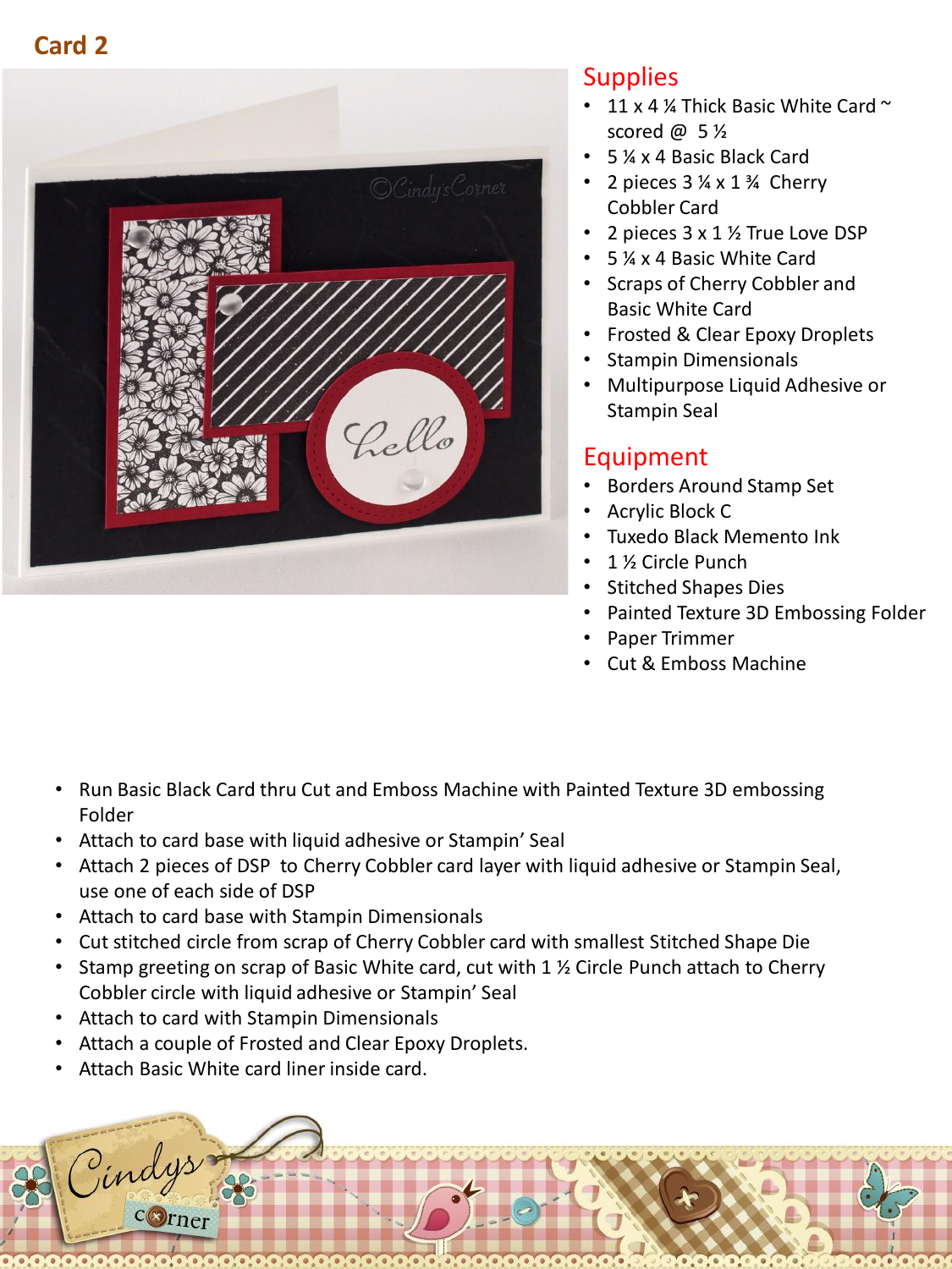## Card 2

## Supplies

- 11 x 4 ¼ Thick Basic White Card ~ scored @ 5 ½
- 5 ¼ x 4 Basic Black Card
- 2 pieces 3 ¼ x 1 ¾ Cherry Cobbler Card
- 2 pieces 3 x 1 ½ True Love DSP
- 5 ¼ x 4 Basic White Card
- Scraps of Cherry Cobbler and Basic White Card
- Frosted & Clear Epoxy Droplets
- Stampin Dimensionals
- Multipurpose Liquid Adhesive or Stampin Seal

## Equipment

- Borders Around Stamp Set
- Acrylic Block C
- Tuxedo Black Memento Ink
- 1 ½ Circle Punch
- Stitched Shapes Dies
- Painted Texture 3D Embossing Folder
- Paper Trimmer
- Cut & Emboss Machine

- Run Basic Black Card thru Cut and Emboss Machine with Painted Texture 3D embossing Folder
- Attach to card base with liquid adhesive or Stampin' Seal
- Attach 2 pieces of DSP to Cherry Cobbler card layer with liquid adhesive or Stampin Seal, use one of each side of DSP
- Attach to card base with Stampin Dimensionals
- Cut stitched circle from scrap of Cherry Cobbler card with smallest Stitched Shape Die
- Stamp greeting on scrap of Basic White card, cut with 1 ½ Circle Punch attach to Cherry Cobbler circle with liquid adhesive or Stampin' Seal
- Attach to card with Stampin Dimensionals
- Attach a couple of Frosted and Clear Epoxy Droplets.
- Attach Basic White card liner inside card.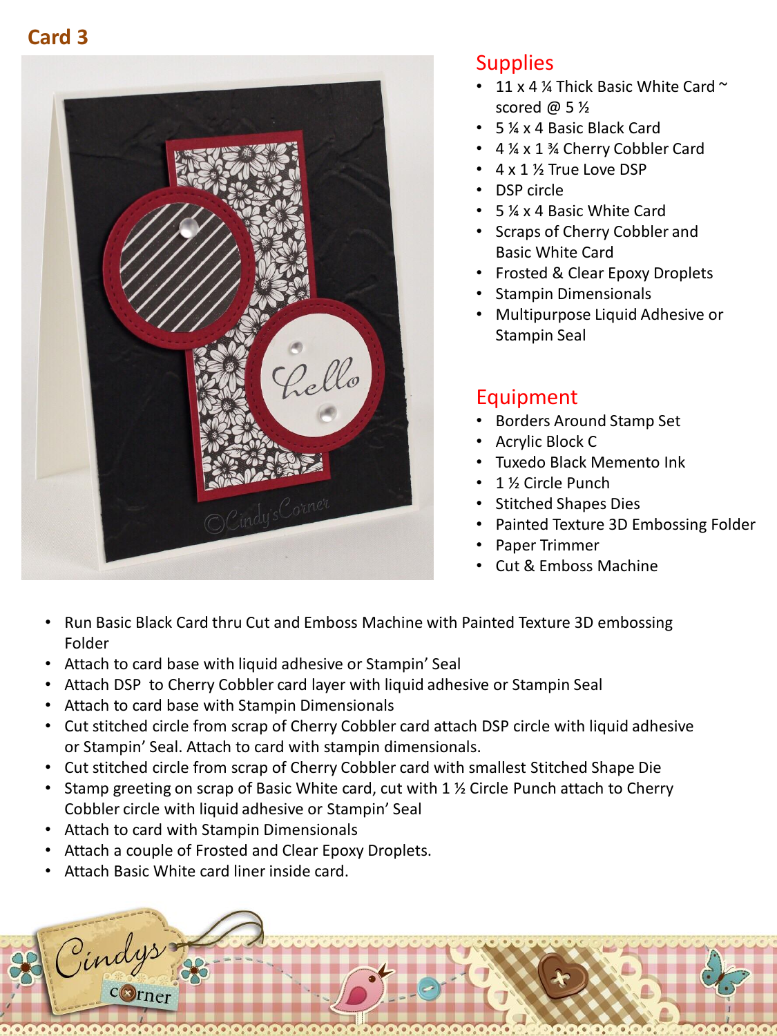## Card 3

### Supplies

- 11 x 4 ¼ Thick Basic White Card ~ scored @ 5 ½
- 5 ¼ x 4 Basic Black Card
- 4 ¼ x 1 ¾ Cherry Cobbler Card
- 4 x 1 ½ True Love DSP
- DSP circle
- 5 ¼ x 4 Basic White Card
- Scraps of Cherry Cobbler and Basic White Card
- Frosted & Clear Epoxy Droplets
- Stampin Dimensionals
- Multipurpose Liquid Adhesive or Stampin Seal

### Equipment

- Borders Around Stamp Set
- Acrylic Block C
- Tuxedo Black Memento Ink
- 1 ½ Circle Punch
- Stitched Shapes Dies
- Painted Texture 3D Embossing Folder
- Paper Trimmer
- Cut & Emboss Machine

- Run Basic Black Card thru Cut and Emboss Machine with Painted Texture 3D embossing Folder
- Attach to card base with liquid adhesive or Stampin' Seal
- Attach DSP to Cherry Cobbler card layer with liquid adhesive or Stampin Seal
- Attach to card base with Stampin Dimensionals
- Cut stitched circle from scrap of Cherry Cobbler card attach DSP circle with liquid adhesive or Stampin' Seal. Attach to card with stampin dimensionals.
- Cut stitched circle from scrap of Cherry Cobbler card with smallest Stitched Shape Die
- Stamp greeting on scrap of Basic White card, cut with 1 ½ Circle Punch attach to Cherry Cobbler circle with liquid adhesive or Stampin' Seal
- Attach to card with Stampin Dimensionals
- Attach a couple of Frosted and Clear Epoxy Droplets.
- Attach Basic White card liner inside card.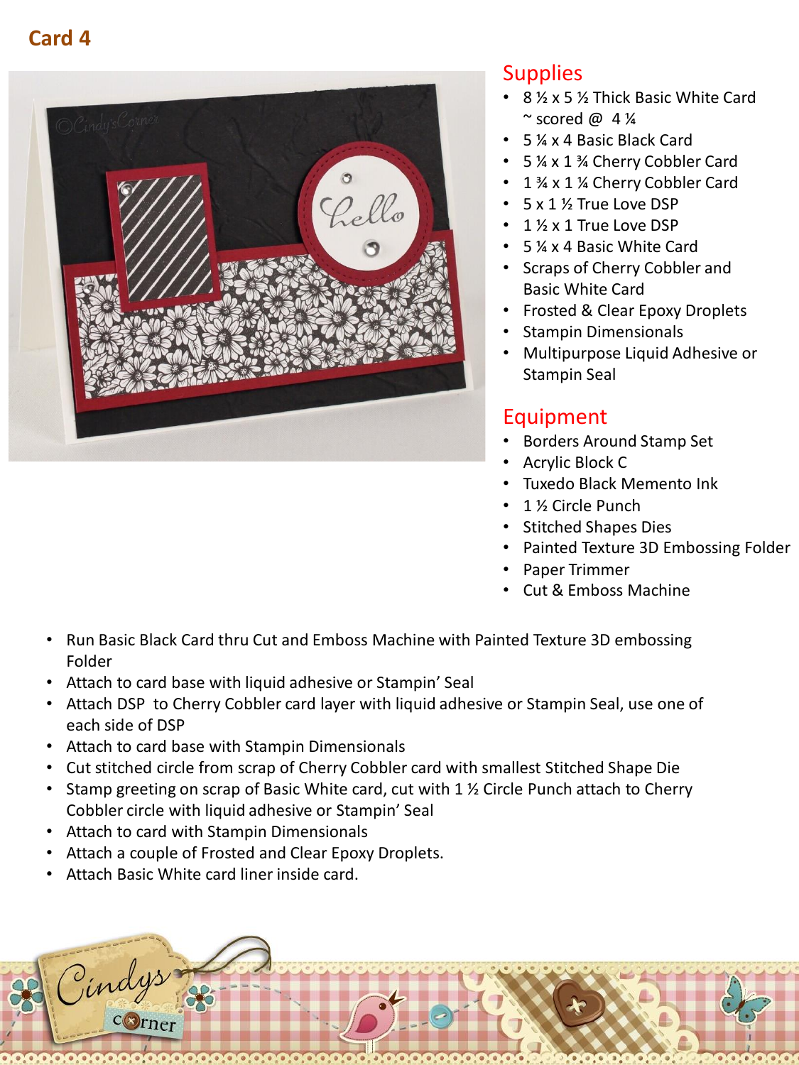## Card 4

### Supplies

- 8 ½ x 5 ½ Thick Basic White Card ~ scored @ 4 ¼
- 5 ¼ x 4 Basic Black Card
- 5 ¼ x 1 ¾ Cherry Cobbler Card
- 1 ¾ x 1 ¼ Cherry Cobbler Card
- 5 x 1 ½ True Love DSP
- 1 ½ x 1 True Love DSP
- 5 ¼ x 4 Basic White Card
- Scraps of Cherry Cobbler and Basic White Card
- Frosted & Clear Epoxy Droplets
- Stampin Dimensionals
- Multipurpose Liquid Adhesive or Stampin Seal

### Equipment

- Borders Around Stamp Set
- Acrylic Block C
- Tuxedo Black Memento Ink
- 1 ½ Circle Punch
- Stitched Shapes Dies
- Painted Texture 3D Embossing Folder
- Paper Trimmer
- Cut & Emboss Machine

- Run Basic Black Card thru Cut and Emboss Machine with Painted Texture 3D embossing Folder
- Attach to card base with liquid adhesive or Stampin' Seal
- Attach DSP to Cherry Cobbler card layer with liquid adhesive or Stampin Seal, use one of each side of DSP
- Attach to card base with Stampin Dimensionals
- Cut stitched circle from scrap of Cherry Cobbler card with smallest Stitched Shape Die
- Stamp greeting on scrap of Basic White card, cut with 1 ½ Circle Punch attach to Cherry Cobbler circle with liquid adhesive or Stampin' Seal
- Attach to card with Stampin Dimensionals
- Attach a couple of Frosted and Clear Epoxy Droplets.
- Attach Basic White card liner inside card.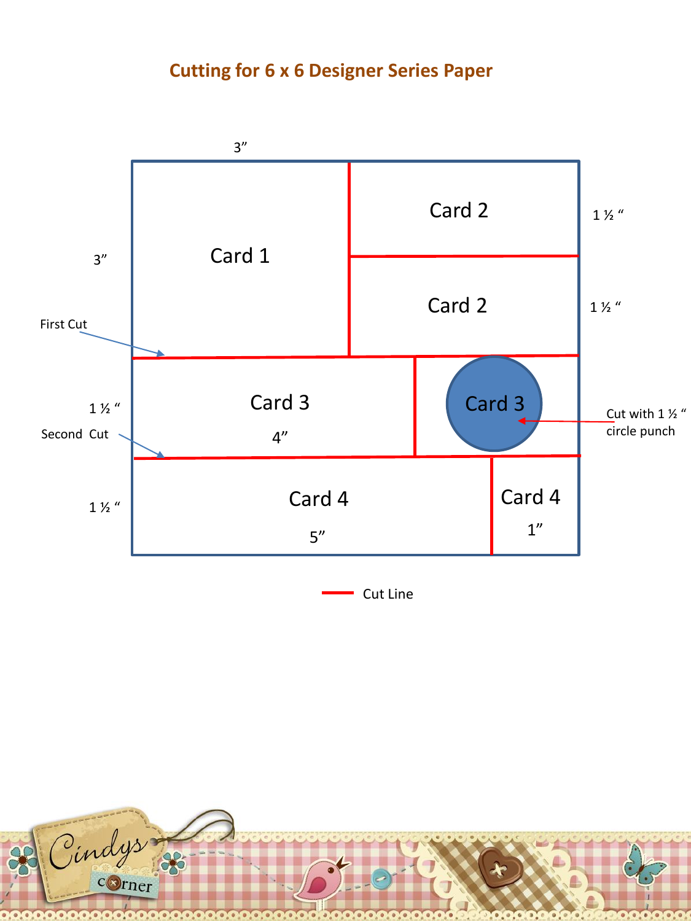# Cutting for 6 x 6 Designer Series Paper

3”

3”

Card 1

Card 2

1 ½ “

Card 2

1 ½ “

First Cut

1 ½ “

Card 3

4”

Card 3

Cut with 1 ½ “ circle punch

Second Cut

1 ½ “

Card 4

5”

Card 4

1”

Cut Line